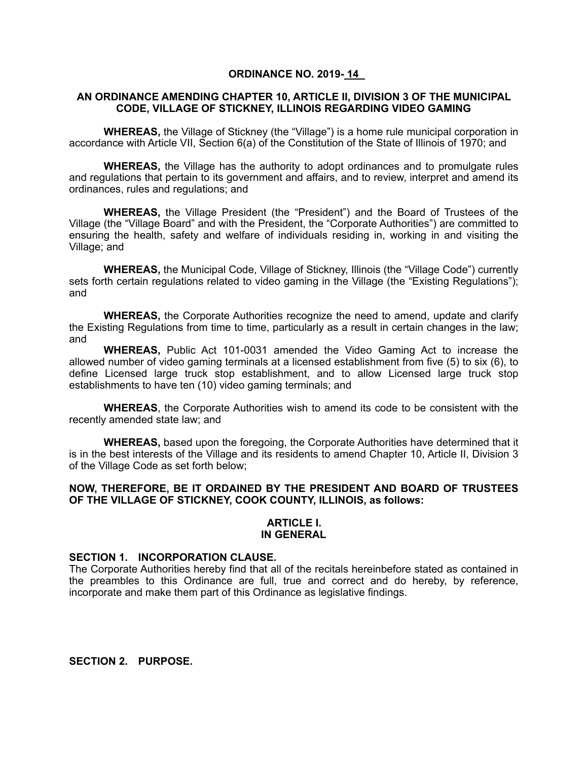# ORDINANCE NO. 2019-14

## AN ORDINANCE AMENDING CHAPTER 10, ARTICLE II, DIVISION 3 OF THE MUNICIPAL CODE, VILLAGE OF STICKNEY, ILLINOIS REGARDING VIDEO GAMING

**WHEREAS,** the Village of Stickney (the "Village") is a home rule municipal corporation in accordance with Article VII, Section 6(a) of the Constitution of the State of Illinois of 1970; and

**WHEREAS,** the Village has the authority to adopt ordinances and to promulgate rules and regulations that pertain to its government and affairs, and to review, interpret and amend its ordinances, rules and regulations; and

**WHEREAS,** the Village President (the "President") and the Board of Trustees of the Village (the "Village Board" and with the President, the "Corporate Authorities") are committed to ensuring the health, safety and welfare of individuals residing in, working in and visiting the Village; and

**WHEREAS,** the Municipal Code, Village of Stickney, Illinois (the "Village Code") currently sets forth certain regulations related to video gaming in the Village (the "Existing Regulations"); and

**WHEREAS,** the Corporate Authorities recognize the need to amend, update and clarify the Existing Regulations from time to time, particularly as a result in certain changes in the law; and

**WHEREAS,** Public Act 101-0031 amended the Video Gaming Act to increase the allowed number of video gaming terminals at a licensed establishment from five (5) to six (6), to define Licensed large truck stop establishment, and to allow Licensed large truck stop establishments to have ten (10) video gaming terminals; and

**WHEREAS**, the Corporate Authorities wish to amend its code to be consistent with the recently amended state law; and

**WHEREAS,** based upon the foregoing, the Corporate Authorities have determined that it is in the best interests of the Village and its residents to amend Chapter 10, Article II, Division 3 of the Village Code as set forth below;

**NOW, THEREFORE, BE IT ORDAINED BY THE PRESIDENT AND BOARD OF TRUSTEES OF THE VILLAGE OF STICKNEY, COOK COUNTY, ILLINOIS, as follows:**

### ARTICLE I.
### IN GENERAL

**SECTION 1. INCORPORATION CLAUSE.**
The Corporate Authorities hereby find that all of the recitals hereinbefore stated as contained in the preambles to this Ordinance are full, true and correct and do hereby, by reference, incorporate and make them part of this Ordinance as legislative findings.

**SECTION 2. PURPOSE.**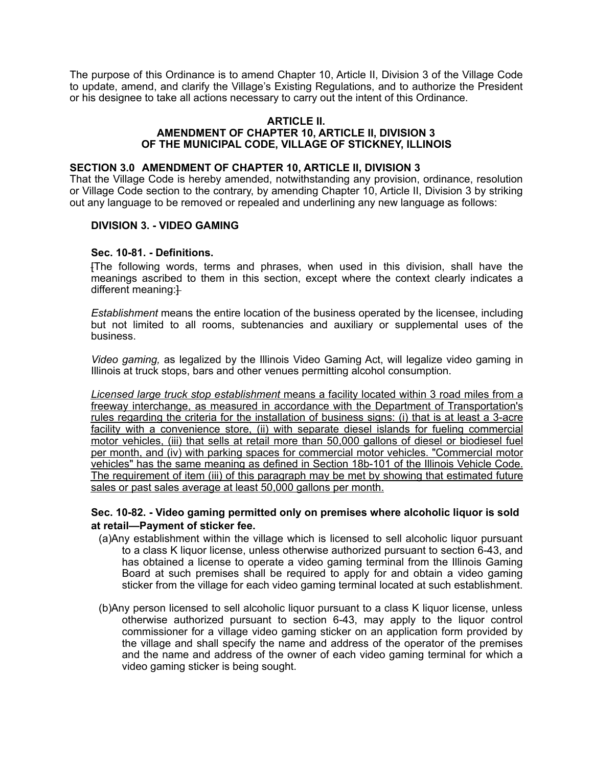The purpose of this Ordinance is to amend Chapter 10, Article II, Division 3 of the Village Code to update, amend, and clarify the Village's Existing Regulations, and to authorize the President or his designee to take all actions necessary to carry out the intent of this Ordinance.

## ARTICLE II.
## AMENDMENT OF CHAPTER 10, ARTICLE II, DIVISION 3 OF THE MUNICIPAL CODE, VILLAGE OF STICKNEY, ILLINOIS

**SECTION 3.0 AMENDMENT OF CHAPTER 10, ARTICLE II, DIVISION 3**

That the Village Code is hereby amended, notwithstanding any provision, ordinance, resolution or Village Code section to the contrary, by amending Chapter 10, Article II, Division 3 by striking out any language to be removed or repealed and underlining any new language as follows:

### DIVISION 3. - VIDEO GAMING

**Sec. 10-81. - Definitions.**

~~[~~The following words, terms and phrases, when used in this division, shall have the meanings ascribed to them in this section, except where the context clearly indicates a different meaning:~~]~~

*Establishment* means the entire location of the business operated by the licensee, including but not limited to all rooms, subtenancies and auxiliary or supplemental uses of the business.

*Video gaming,* as legalized by the Illinois Video Gaming Act, will legalize video gaming in Illinois at truck stops, bars and other venues permitting alcohol consumption.

<u>*Licensed large truck stop establishment* means a facility located within 3 road miles from a freeway interchange, as measured in accordance with the Department of Transportation's rules regarding the criteria for the installation of business signs: (i) that is at least a 3-acre facility with a convenience store, (ii) with separate diesel islands for fueling commercial motor vehicles, (iii) that sells at retail more than 50,000 gallons of diesel or biodiesel fuel per month, and (iv) with parking spaces for commercial motor vehicles. "Commercial motor vehicles" has the same meaning as defined in Section 18b-101 of the Illinois Vehicle Code. The requirement of item (iii) of this paragraph may be met by showing that estimated future sales or past sales average at least 50,000 gallons per month.</u>

**Sec. 10-82. - Video gaming permitted only on premises where alcoholic liquor is sold at retail—Payment of sticker fee.**

(a) Any establishment within the village which is licensed to sell alcoholic liquor pursuant to a class K liquor license, unless otherwise authorized pursuant to section 6-43, and has obtained a license to operate a video gaming terminal from the Illinois Gaming Board at such premises shall be required to apply for and obtain a video gaming sticker from the village for each video gaming terminal located at such establishment.

(b) Any person licensed to sell alcoholic liquor pursuant to a class K liquor license, unless otherwise authorized pursuant to section 6-43, may apply to the liquor control commissioner for a village video gaming sticker on an application form provided by the village and shall specify the name and address of the operator of the premises and the name and address of the owner of each video gaming terminal for which a video gaming sticker is being sought.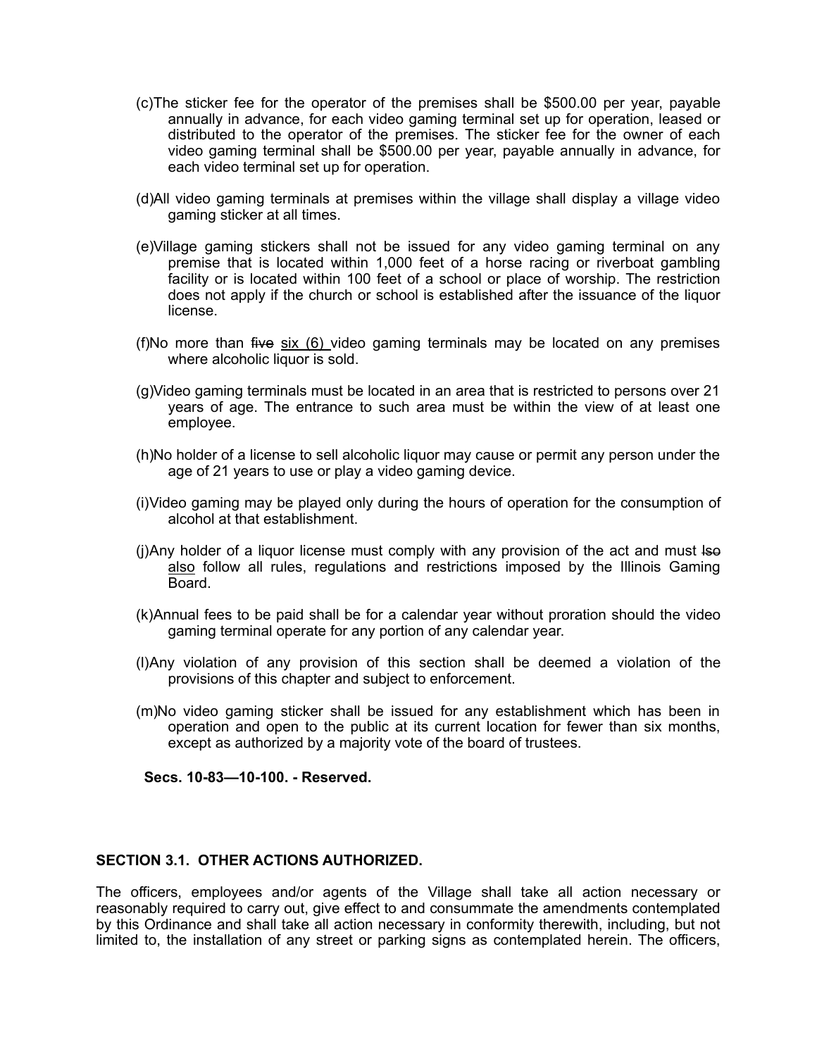(c)The sticker fee for the operator of the premises shall be $500.00 per year, payable annually in advance, for each video gaming terminal set up for operation, leased or distributed to the operator of the premises. The sticker fee for the owner of each video gaming terminal shall be $500.00 per year, payable annually in advance, for each video terminal set up for operation.

(d)All video gaming terminals at premises within the village shall display a village video gaming sticker at all times.

(e)Village gaming stickers shall not be issued for any video gaming terminal on any premise that is located within 1,000 feet of a horse racing or riverboat gambling facility or is located within 100 feet of a school or place of worship. The restriction does not apply if the church or school is established after the issuance of the liquor license.

(f)No more than ~~five~~ <u>six (6)</u> video gaming terminals may be located on any premises where alcoholic liquor is sold.

(g)Video gaming terminals must be located in an area that is restricted to persons over 21 years of age. The entrance to such area must be within the view of at least one employee.

(h)No holder of a license to sell alcoholic liquor may cause or permit any person under the age of 21 years to use or play a video gaming device.

(i)Video gaming may be played only during the hours of operation for the consumption of alcohol at that establishment.

(j)Any holder of a liquor license must comply with any provision of the act and must ~~lso~~ <u>also</u> follow all rules, regulations and restrictions imposed by the Illinois Gaming Board.

(k)Annual fees to be paid shall be for a calendar year without proration should the video gaming terminal operate for any portion of any calendar year.

(l)Any violation of any provision of this section shall be deemed a violation of the provisions of this chapter and subject to enforcement.

(m)No video gaming sticker shall be issued for any establishment which has been in operation and open to the public at its current location for fewer than six months, except as authorized by a majority vote of the board of trustees.

**Secs. 10-83—10-100. - Reserved.**

**SECTION 3.1. OTHER ACTIONS AUTHORIZED.**

The officers, employees and/or agents of the Village shall take all action necessary or reasonably required to carry out, give effect to and consummate the amendments contemplated by this Ordinance and shall take all action necessary in conformity therewith, including, but not limited to, the installation of any street or parking signs as contemplated herein. The officers,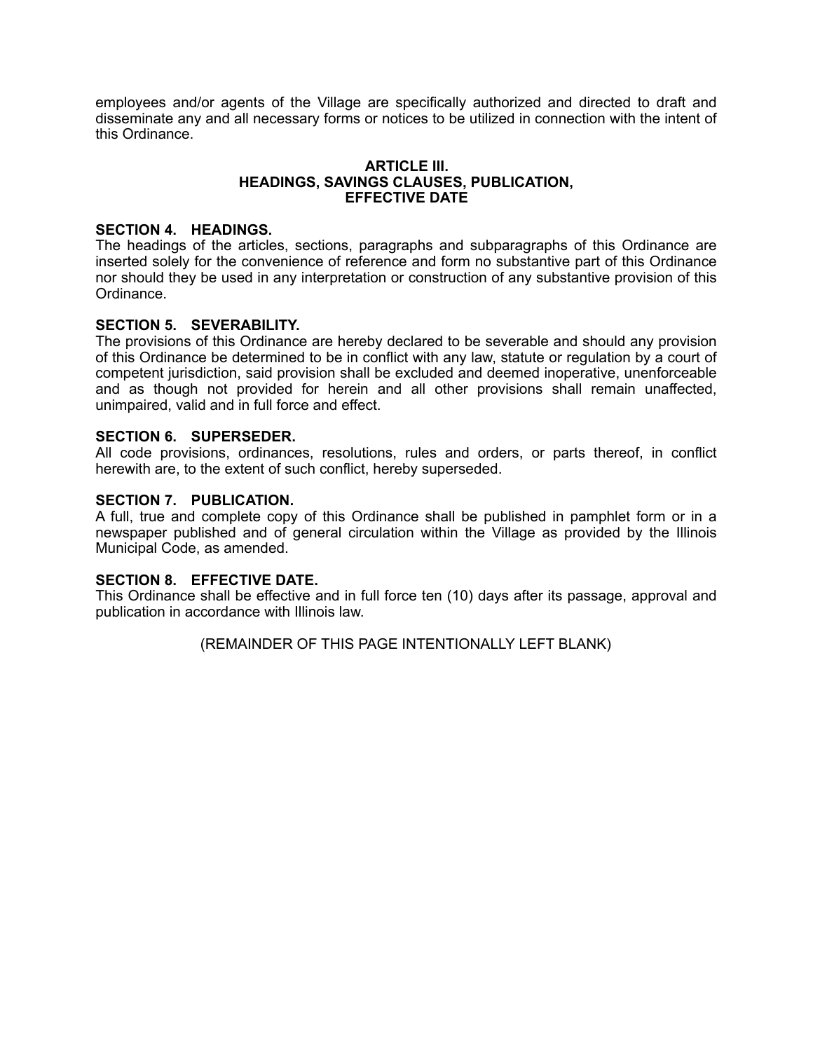employees and/or agents of the Village are specifically authorized and directed to draft and disseminate any and all necessary forms or notices to be utilized in connection with the intent of this Ordinance.

## ARTICLE III.
## HEADINGS, SAVINGS CLAUSES, PUBLICATION, EFFECTIVE DATE

**SECTION 4. HEADINGS.**
The headings of the articles, sections, paragraphs and subparagraphs of this Ordinance are inserted solely for the convenience of reference and form no substantive part of this Ordinance nor should they be used in any interpretation or construction of any substantive provision of this Ordinance.

**SECTION 5. SEVERABILITY.**
The provisions of this Ordinance are hereby declared to be severable and should any provision of this Ordinance be determined to be in conflict with any law, statute or regulation by a court of competent jurisdiction, said provision shall be excluded and deemed inoperative, unenforceable and as though not provided for herein and all other provisions shall remain unaffected, unimpaired, valid and in full force and effect.

**SECTION 6. SUPERSEDER.**
All code provisions, ordinances, resolutions, rules and orders, or parts thereof, in conflict herewith are, to the extent of such conflict, hereby superseded.

**SECTION 7. PUBLICATION.**
A full, true and complete copy of this Ordinance shall be published in pamphlet form or in a newspaper published and of general circulation within the Village as provided by the Illinois Municipal Code, as amended.

**SECTION 8. EFFECTIVE DATE.**
This Ordinance shall be effective and in full force ten (10) days after its passage, approval and publication in accordance with Illinois law.

(REMAINDER OF THIS PAGE INTENTIONALLY LEFT BLANK)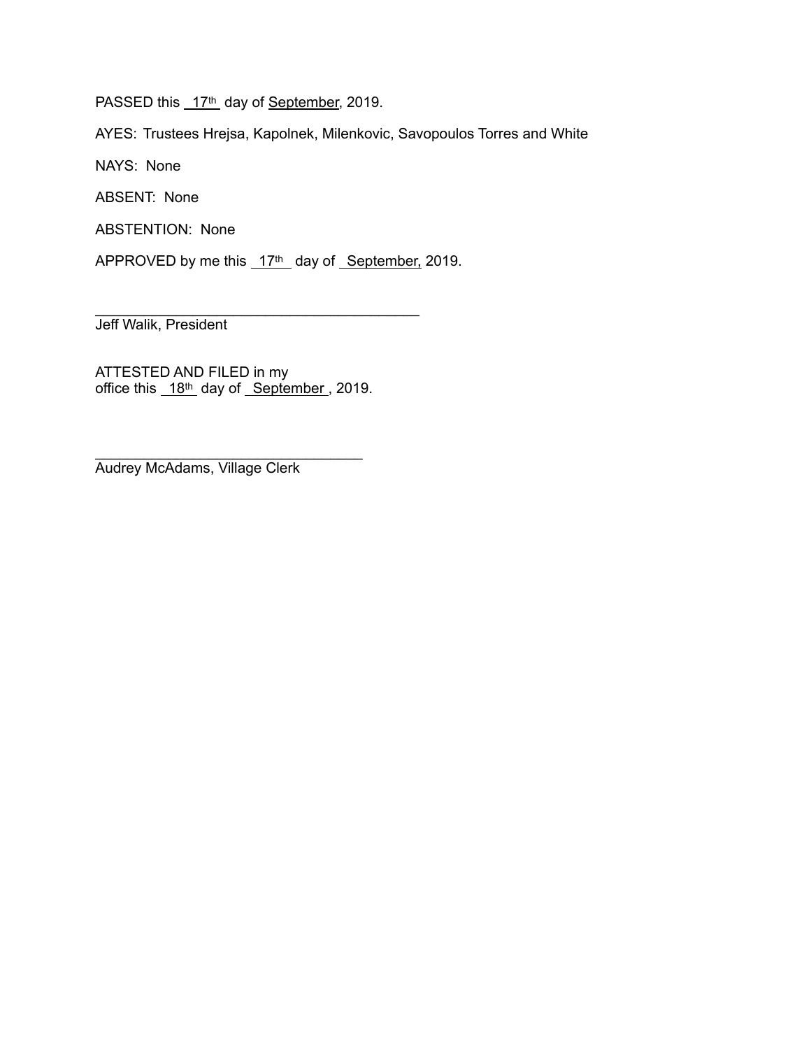PASSED this 17th day of September, 2019.

AYES: Trustees Hrejsa, Kapolnek, Milenkovic, Savopoulos Torres and White

NAYS: None

ABSENT: None

ABSTENTION: None

APPROVED by me this 17th day of September, 2019.

\_\_\_\_\_\_\_\_\_\_\_\_\_\_\_\_\_\_\_\_\_\_\_\_\_\_\_\_\_\_\_\_\_\_\_\_\_\_\_\_

Jeff Walik, President

ATTESTED AND FILED in my
office this 18th day of September, 2019.

\_\_\_\_\_\_\_\_\_\_\_\_\_\_\_\_\_\_\_\_\_\_\_\_\_\_\_\_\_\_\_\_\_\_

Audrey McAdams, Village Clerk